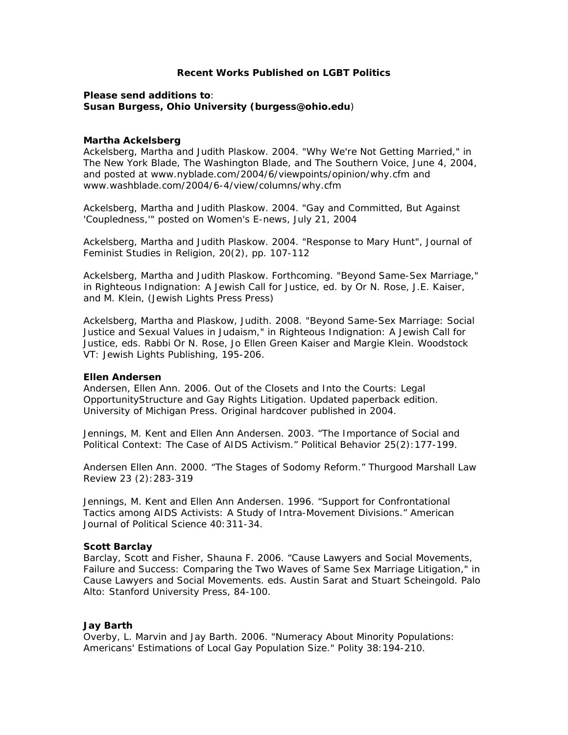# Recent Works Published on LGBT Politics

**Please send additions to**:
**Susan Burgess, Ohio University (burgess@ohio.edu)**

### Martha Ackelsberg

Ackelsberg, Martha and Judith Plaskow. 2004. "Why We're Not Getting Married," in The New York Blade, The Washington Blade, and The Southern Voice, June 4, 2004, and posted at www.nyblade.com/2004/6/viewpoints/opinion/why.cfm and www.washblade.com/2004/6-4/view/columns/why.cfm

Ackelsberg, Martha and Judith Plaskow. 2004. "Gay and Committed, But Against 'Coupledness,'" posted on Women's E-news, July 21, 2004

Ackelsberg, Martha and Judith Plaskow. 2004. "Response to Mary Hunt", Journal of Feminist Studies in Religion, 20(2), pp. 107-112

Ackelsberg, Martha and Judith Plaskow. Forthcoming. "Beyond Same-Sex Marriage," in Righteous Indignation: A Jewish Call for Justice, ed. by Or N. Rose, J.E. Kaiser, and M. Klein, (Jewish Lights Press Press)

Ackelsberg, Martha and Plaskow, Judith. 2008. "Beyond Same-Sex Marriage: Social Justice and Sexual Values in Judaism," in Righteous Indignation: A Jewish Call for Justice, eds. Rabbi Or N. Rose, Jo Ellen Green Kaiser and Margie Klein. Woodstock VT: Jewish Lights Publishing, 195-206.

### Ellen Andersen

Andersen, Ellen Ann. 2006. Out of the Closets and Into the Courts: Legal OpportunityStructure and Gay Rights Litigation. Updated paperback edition. University of Michigan Press. Original hardcover published in 2004.

Jennings, M. Kent and Ellen Ann Andersen. 2003. “The Importance of Social and Political Context: The Case of AIDS Activism.” Political Behavior 25(2):177-199.

Andersen Ellen Ann. 2000. “The Stages of Sodomy Reform.” Thurgood Marshall Law Review 23 (2):283-319

Jennings, M. Kent and Ellen Ann Andersen. 1996. “Support for Confrontational Tactics among AIDS Activists: A Study of Intra-Movement Divisions.” American Journal of Political Science 40:311-34.

### Scott Barclay

Barclay, Scott and Fisher, Shauna F. 2006. “Cause Lawyers and Social Movements, Failure and Success: Comparing the Two Waves of Same Sex Marriage Litigation," in Cause Lawyers and Social Movements. eds. Austin Sarat and Stuart Scheingold. Palo Alto: Stanford University Press, 84-100.

### Jay Barth

Overby, L. Marvin and Jay Barth. 2006. "Numeracy About Minority Populations: Americans' Estimations of Local Gay Population Size." Polity 38:194-210.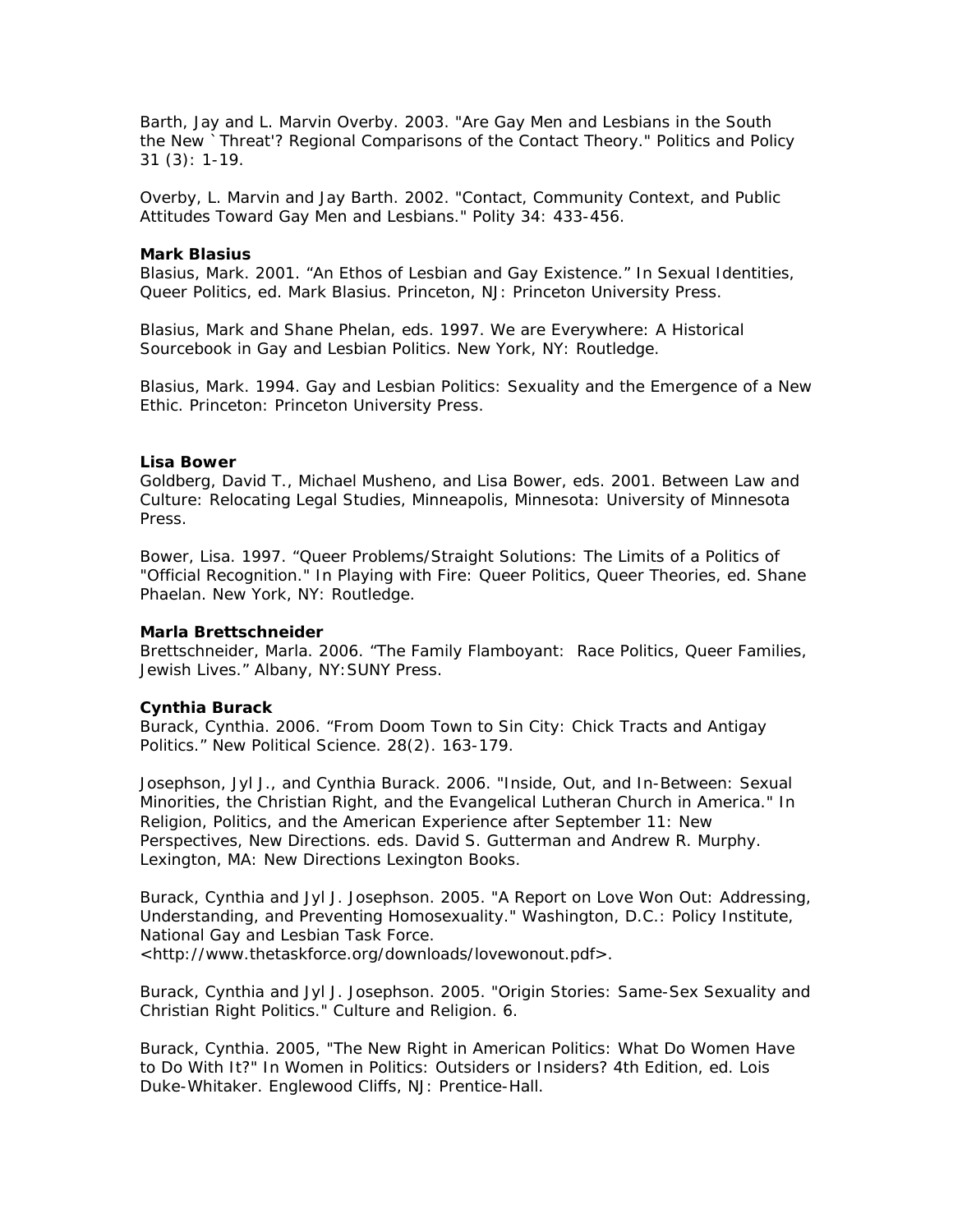Barth, Jay and L. Marvin Overby. 2003. "Are Gay Men and Lesbians in the South the New `Threat'? Regional Comparisons of the Contact Theory." Politics and Policy 31 (3): 1-19.

Overby, L. Marvin and Jay Barth. 2002. "Contact, Community Context, and Public Attitudes Toward Gay Men and Lesbians." Polity 34: 433-456.

**Mark Blasius**

Blasius, Mark. 2001. "An Ethos of Lesbian and Gay Existence." In Sexual Identities, Queer Politics, ed. Mark Blasius. Princeton, NJ: Princeton University Press.

Blasius, Mark and Shane Phelan, eds. 1997. We are Everywhere: A Historical Sourcebook in Gay and Lesbian Politics. New York, NY: Routledge.

Blasius, Mark. 1994. Gay and Lesbian Politics: Sexuality and the Emergence of a New Ethic. Princeton: Princeton University Press.

**Lisa Bower**

Goldberg, David T., Michael Musheno, and Lisa Bower, eds. 2001. Between Law and Culture: Relocating Legal Studies, Minneapolis, Minnesota: University of Minnesota Press.

Bower, Lisa. 1997. "Queer Problems/Straight Solutions: The Limits of a Politics of "Official Recognition." In Playing with Fire: Queer Politics, Queer Theories, ed. Shane Phaelan. New York, NY: Routledge.

**Marla Brettschneider**

Brettschneider, Marla. 2006. "The Family Flamboyant: Race Politics, Queer Families, Jewish Lives." Albany, NY:SUNY Press.

**Cynthia Burack**

Burack, Cynthia. 2006. "From Doom Town to Sin City: Chick Tracts and Antigay Politics." New Political Science. 28(2). 163-179.

Josephson, Jyl J., and Cynthia Burack. 2006. "Inside, Out, and In-Between: Sexual Minorities, the Christian Right, and the Evangelical Lutheran Church in America." In Religion, Politics, and the American Experience after September 11: New Perspectives, New Directions. eds. David S. Gutterman and Andrew R. Murphy. Lexington, MA: New Directions Lexington Books.

Burack, Cynthia and Jyl J. Josephson. 2005. "A Report on Love Won Out: Addressing, Understanding, and Preventing Homosexuality." Washington, D.C.: Policy Institute, National Gay and Lesbian Task Force. <http://www.thetaskforce.org/downloads/lovewonout.pdf>.

Burack, Cynthia and Jyl J. Josephson. 2005. "Origin Stories: Same-Sex Sexuality and Christian Right Politics." Culture and Religion. 6.

Burack, Cynthia. 2005, "The New Right in American Politics: What Do Women Have to Do With It?" In Women in Politics: Outsiders or Insiders? 4th Edition, ed. Lois Duke-Whitaker. Englewood Cliffs, NJ: Prentice-Hall.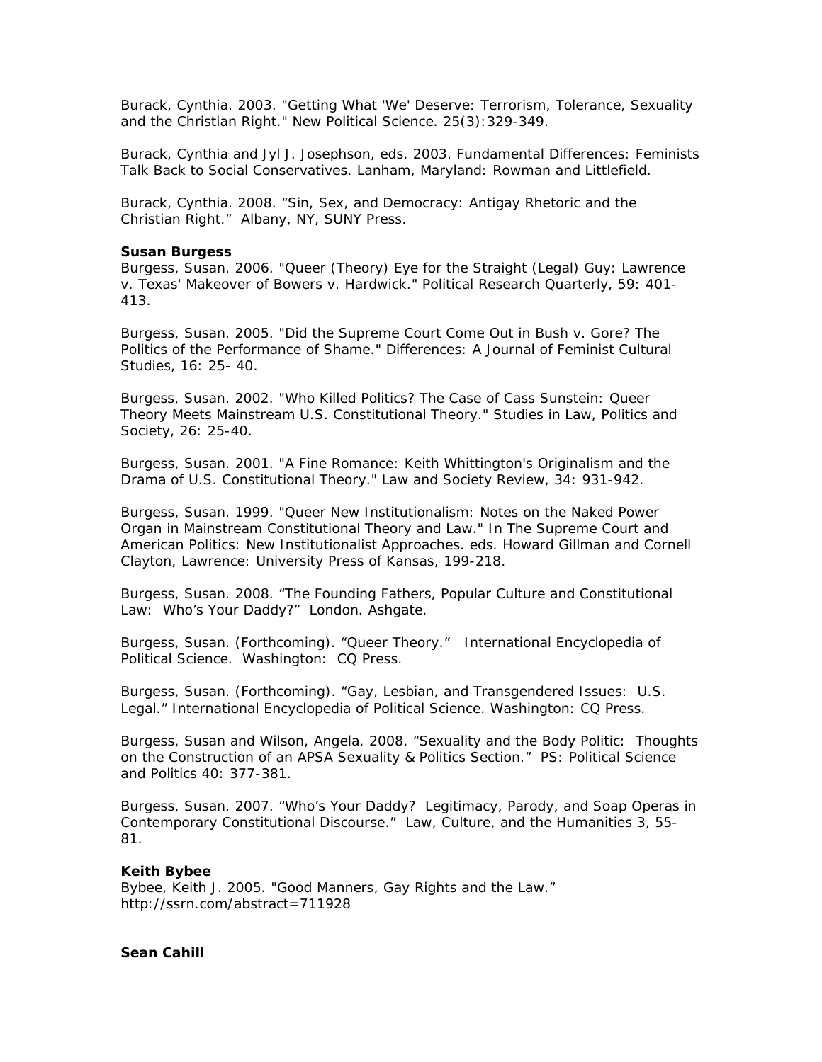Burack, Cynthia. 2003. "Getting What 'We' Deserve: Terrorism, Tolerance, Sexuality and the Christian Right." New Political Science. 25(3):329-349.

Burack, Cynthia and Jyl J. Josephson, eds. 2003. Fundamental Differences: Feminists Talk Back to Social Conservatives. Lanham, Maryland: Rowman and Littlefield.

Burack, Cynthia. 2008. "Sin, Sex, and Democracy: Antigay Rhetoric and the Christian Right." Albany, NY, SUNY Press.

**Susan Burgess**

Burgess, Susan. 2006. "Queer (Theory) Eye for the Straight (Legal) Guy: Lawrence v. Texas' Makeover of Bowers v. Hardwick." Political Research Quarterly, 59: 401-413.

Burgess, Susan. 2005. "Did the Supreme Court Come Out in Bush v. Gore? The Politics of the Performance of Shame." Differences: A Journal of Feminist Cultural Studies, 16: 25- 40.

Burgess, Susan. 2002. "Who Killed Politics? The Case of Cass Sunstein: Queer Theory Meets Mainstream U.S. Constitutional Theory." Studies in Law, Politics and Society, 26: 25-40.

Burgess, Susan. 2001. "A Fine Romance: Keith Whittington's Originalism and the Drama of U.S. Constitutional Theory." Law and Society Review, 34: 931-942.

Burgess, Susan. 1999. "Queer New Institutionalism: Notes on the Naked Power Organ in Mainstream Constitutional Theory and Law." In The Supreme Court and American Politics: New Institutionalist Approaches. eds. Howard Gillman and Cornell Clayton, Lawrence: University Press of Kansas, 199-218.

Burgess, Susan. 2008. "The Founding Fathers, Popular Culture and Constitutional Law: Who's Your Daddy?" London. Ashgate.

Burgess, Susan. (Forthcoming). "Queer Theory." International Encyclopedia of Political Science. Washington: CQ Press.

Burgess, Susan. (Forthcoming). "Gay, Lesbian, and Transgendered Issues: U.S. Legal." International Encyclopedia of Political Science. Washington: CQ Press.

Burgess, Susan and Wilson, Angela. 2008. "Sexuality and the Body Politic: Thoughts on the Construction of an APSA Sexuality & Politics Section." PS: Political Science and Politics 40: 377-381.

Burgess, Susan. 2007. "Who's Your Daddy? Legitimacy, Parody, and Soap Operas in Contemporary Constitutional Discourse." Law, Culture, and the Humanities 3, 55-81.

**Keith Bybee**

Bybee, Keith J. 2005. "Good Manners, Gay Rights and the Law." http://ssrn.com/abstract=711928

**Sean Cahill**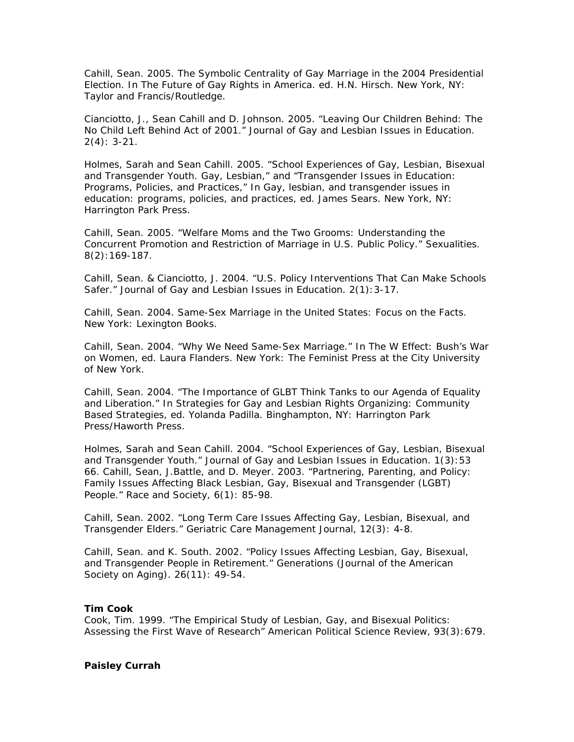Cahill, Sean. 2005. The Symbolic Centrality of Gay Marriage in the 2004 Presidential Election. In The Future of Gay Rights in America. ed. H.N. Hirsch. New York, NY: Taylor and Francis/Routledge.

Cianciotto, J., Sean Cahill and D. Johnson. 2005. "Leaving Our Children Behind: The No Child Left Behind Act of 2001." Journal of Gay and Lesbian Issues in Education. 2(4): 3-21.

Holmes, Sarah and Sean Cahill. 2005. "School Experiences of Gay, Lesbian, Bisexual and Transgender Youth. Gay, Lesbian," and "Transgender Issues in Education: Programs, Policies, and Practices," In Gay, lesbian, and transgender issues in education: programs, policies, and practices, ed. James Sears. New York, NY: Harrington Park Press.

Cahill, Sean. 2005. "Welfare Moms and the Two Grooms: Understanding the Concurrent Promotion and Restriction of Marriage in U.S. Public Policy." Sexualities. 8(2):169-187.

Cahill, Sean. & Cianciotto, J. 2004. "U.S. Policy Interventions That Can Make Schools Safer." Journal of Gay and Lesbian Issues in Education. 2(1):3-17.

Cahill, Sean. 2004. Same-Sex Marriage in the United States: Focus on the Facts. New York: Lexington Books.

Cahill, Sean. 2004. "Why We Need Same-Sex Marriage." In The W Effect: Bush's War on Women, ed. Laura Flanders. New York: The Feminist Press at the City University of New York.

Cahill, Sean. 2004. "The Importance of GLBT Think Tanks to our Agenda of Equality and Liberation." In Strategies for Gay and Lesbian Rights Organizing: Community Based Strategies, ed. Yolanda Padilla. Binghampton, NY: Harrington Park Press/Haworth Press.

Holmes, Sarah and Sean Cahill. 2004. "School Experiences of Gay, Lesbian, Bisexual and Transgender Youth." Journal of Gay and Lesbian Issues in Education. 1(3):53 66. Cahill, Sean, J.Battle, and D. Meyer. 2003. "Partnering, Parenting, and Policy: Family Issues Affecting Black Lesbian, Gay, Bisexual and Transgender (LGBT) People." Race and Society, 6(1): 85-98.

Cahill, Sean. 2002. "Long Term Care Issues Affecting Gay, Lesbian, Bisexual, and Transgender Elders." Geriatric Care Management Journal, 12(3): 4-8.

Cahill, Sean. and K. South. 2002. "Policy Issues Affecting Lesbian, Gay, Bisexual, and Transgender People in Retirement." Generations (Journal of the American Society on Aging). 26(11): 49-54.

**Tim Cook**

Cook, Tim. 1999. "The Empirical Study of Lesbian, Gay, and Bisexual Politics: Assessing the First Wave of Research" American Political Science Review, 93(3):679.

**Paisley Currah**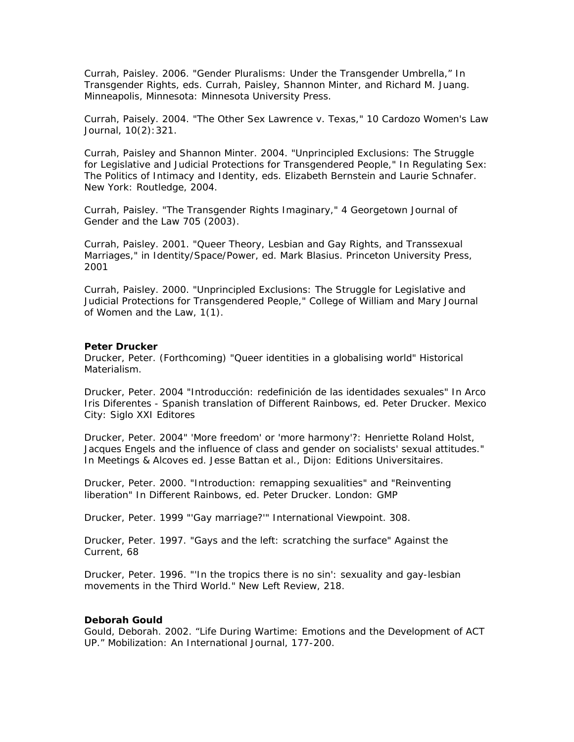Currah, Paisley. 2006. "Gender Pluralisms: Under the Transgender Umbrella," In Transgender Rights, eds. Currah, Paisley, Shannon Minter, and Richard M. Juang. Minneapolis, Minnesota: Minnesota University Press.

Currah, Paisely. 2004. "The Other Sex Lawrence v. Texas," 10 Cardozo Women's Law Journal, 10(2):321.

Currah, Paisley and Shannon Minter. 2004. "Unprincipled Exclusions: The Struggle for Legislative and Judicial Protections for Transgendered People," In Regulating Sex: The Politics of Intimacy and Identity, eds. Elizabeth Bernstein and Laurie Schnafer. New York: Routledge, 2004.

Currah, Paisley. "The Transgender Rights Imaginary," 4 Georgetown Journal of Gender and the Law 705 (2003).

Currah, Paisley. 2001. "Queer Theory, Lesbian and Gay Rights, and Transsexual Marriages," in Identity/Space/Power, ed. Mark Blasius. Princeton University Press, 2001

Currah, Paisley. 2000. "Unprincipled Exclusions: The Struggle for Legislative and Judicial Protections for Transgendered People," College of William and Mary Journal of Women and the Law, 1(1).

**Peter Drucker**

Drucker, Peter. (Forthcoming) "Queer identities in a globalising world" Historical Materialism.

Drucker, Peter. 2004 "Introducción: redefinición de las identidades sexuales" In Arco Iris Diferentes - Spanish translation of Different Rainbows, ed. Peter Drucker. Mexico City: Siglo XXI Editores

Drucker, Peter. 2004" 'More freedom' or 'more harmony'?: Henriette Roland Holst, Jacques Engels and the influence of class and gender on socialists' sexual attitudes." In Meetings & Alcoves ed. Jesse Battan et al., Dijon: Editions Universitaires.

Drucker, Peter. 2000. "Introduction: remapping sexualities" and "Reinventing liberation" In Different Rainbows, ed. Peter Drucker. London: GMP

Drucker, Peter. 1999 "'Gay marriage?'" International Viewpoint. 308.

Drucker, Peter. 1997. "Gays and the left: scratching the surface" Against the Current, 68

Drucker, Peter. 1996. "'In the tropics there is no sin': sexuality and gay-lesbian movements in the Third World." New Left Review, 218.

**Deborah Gould**

Gould, Deborah. 2002. "Life During Wartime: Emotions and the Development of ACT UP." Mobilization: An International Journal, 177-200.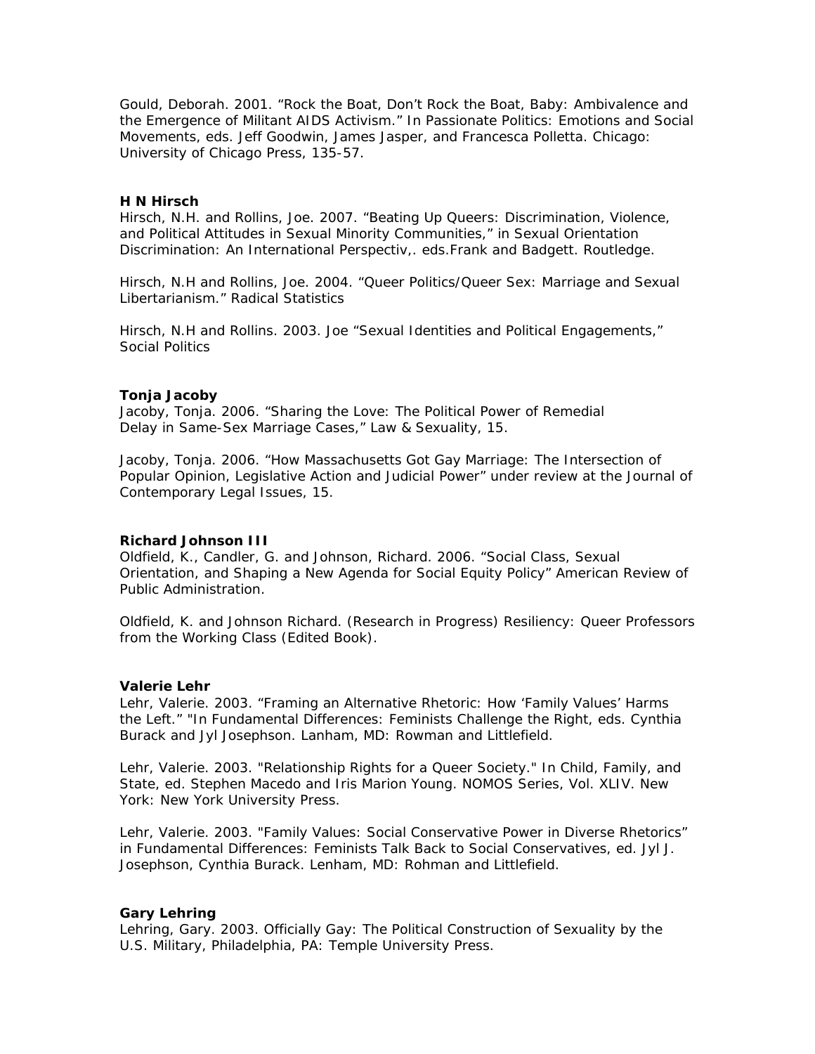Gould, Deborah. 2001. “Rock the Boat, Don’t Rock the Boat, Baby: Ambivalence and the Emergence of Militant AIDS Activism.” In Passionate Politics: Emotions and Social Movements, eds. Jeff Goodwin, James Jasper, and Francesca Polletta. Chicago: University of Chicago Press, 135-57.

**H N Hirsch**

Hirsch, N.H. and Rollins, Joe. 2007. “Beating Up Queers: Discrimination, Violence, and Political Attitudes in Sexual Minority Communities,” in Sexual Orientation Discrimination: An International Perspectiv,. eds.Frank and Badgett. Routledge.

Hirsch, N.H and Rollins, Joe. 2004. “Queer Politics/Queer Sex: Marriage and Sexual Libertarianism.” Radical Statistics

Hirsch, N.H and Rollins. 2003. Joe “Sexual Identities and Political Engagements,” Social Politics

**Tonja Jacoby**

Jacoby, Tonja. 2006. “Sharing the Love: The Political Power of Remedial Delay in Same-Sex Marriage Cases,” Law & Sexuality, 15.

Jacoby, Tonja. 2006. “How Massachusetts Got Gay Marriage: The Intersection of Popular Opinion, Legislative Action and Judicial Power” under review at the Journal of Contemporary Legal Issues, 15.

**Richard Johnson III**

Oldfield, K., Candler, G. and Johnson, Richard. 2006. “Social Class, Sexual Orientation, and Shaping a New Agenda for Social Equity Policy” American Review of Public Administration.

Oldfield, K. and Johnson Richard. (Research in Progress) Resiliency: Queer Professors from the Working Class (Edited Book).

**Valerie Lehr**

Lehr, Valerie. 2003. “Framing an Alternative Rhetoric: How ‘Family Values’ Harms the Left.” "In Fundamental Differences: Feminists Challenge the Right, eds. Cynthia Burack and Jyl Josephson. Lanham, MD: Rowman and Littlefield.

Lehr, Valerie. 2003. "Relationship Rights for a Queer Society." In Child, Family, and State, ed. Stephen Macedo and Iris Marion Young. NOMOS Series, Vol. XLIV. New York: New York University Press.

Lehr, Valerie. 2003. "Family Values: Social Conservative Power in Diverse Rhetorics” in Fundamental Differences: Feminists Talk Back to Social Conservatives, ed. Jyl J. Josephson, Cynthia Burack. Lenham, MD: Rohman and Littlefield.

**Gary Lehring**

Lehring, Gary. 2003. Officially Gay: The Political Construction of Sexuality by the U.S. Military, Philadelphia, PA: Temple University Press.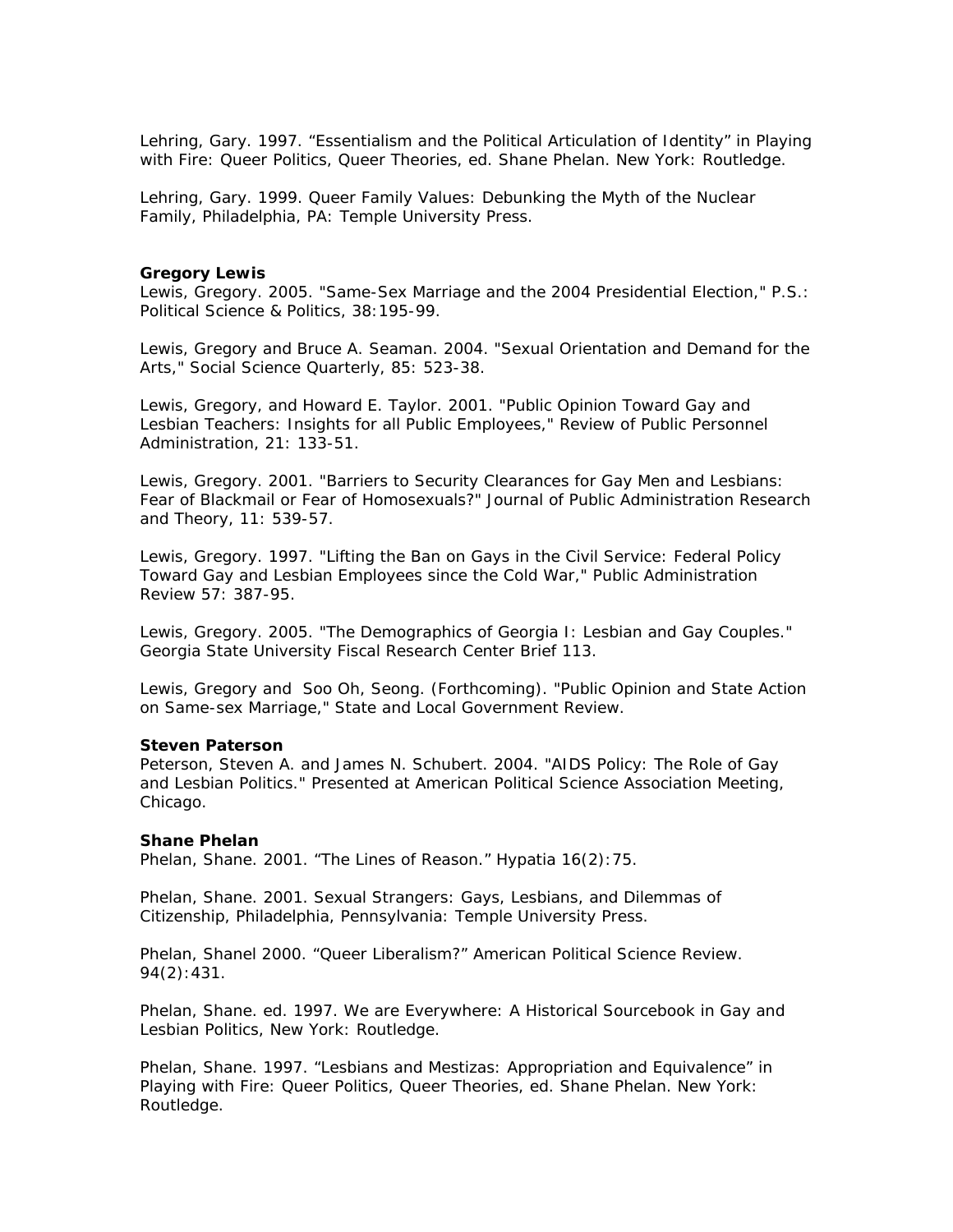Lehring, Gary. 1997. “Essentialism and the Political Articulation of Identity” in Playing with Fire: Queer Politics, Queer Theories, ed. Shane Phelan. New York: Routledge.

Lehring, Gary. 1999. Queer Family Values: Debunking the Myth of the Nuclear Family, Philadelphia, PA: Temple University Press.

**Gregory Lewis**

Lewis, Gregory. 2005. "Same-Sex Marriage and the 2004 Presidential Election," P.S.: Political Science & Politics, 38:195-99.

Lewis, Gregory and Bruce A. Seaman. 2004. "Sexual Orientation and Demand for the Arts," Social Science Quarterly, 85: 523-38.

Lewis, Gregory, and Howard E. Taylor. 2001. "Public Opinion Toward Gay and Lesbian Teachers: Insights for all Public Employees," Review of Public Personnel Administration, 21: 133-51.

Lewis, Gregory. 2001. "Barriers to Security Clearances for Gay Men and Lesbians: Fear of Blackmail or Fear of Homosexuals?" Journal of Public Administration Research and Theory, 11: 539-57.

Lewis, Gregory. 1997. "Lifting the Ban on Gays in the Civil Service: Federal Policy Toward Gay and Lesbian Employees since the Cold War," Public Administration Review 57: 387-95.

Lewis, Gregory. 2005. "The Demographics of Georgia I: Lesbian and Gay Couples." Georgia State University Fiscal Research Center Brief 113.

Lewis, Gregory and Soo Oh, Seong. (Forthcoming). "Public Opinion and State Action on Same-sex Marriage," State and Local Government Review.

**Steven Paterson**

Peterson, Steven A. and James N. Schubert. 2004. "AIDS Policy: The Role of Gay and Lesbian Politics." Presented at American Political Science Association Meeting, Chicago.

**Shane Phelan**

Phelan, Shane. 2001. “The Lines of Reason.” Hypatia 16(2):75.

Phelan, Shane. 2001. Sexual Strangers: Gays, Lesbians, and Dilemmas of Citizenship, Philadelphia, Pennsylvania: Temple University Press.

Phelan, Shanel 2000. “Queer Liberalism?” American Political Science Review. 94(2):431.

Phelan, Shane. ed. 1997. We are Everywhere: A Historical Sourcebook in Gay and Lesbian Politics, New York: Routledge.

Phelan, Shane. 1997. “Lesbians and Mestizas: Appropriation and Equivalence” in Playing with Fire: Queer Politics, Queer Theories, ed. Shane Phelan. New York: Routledge.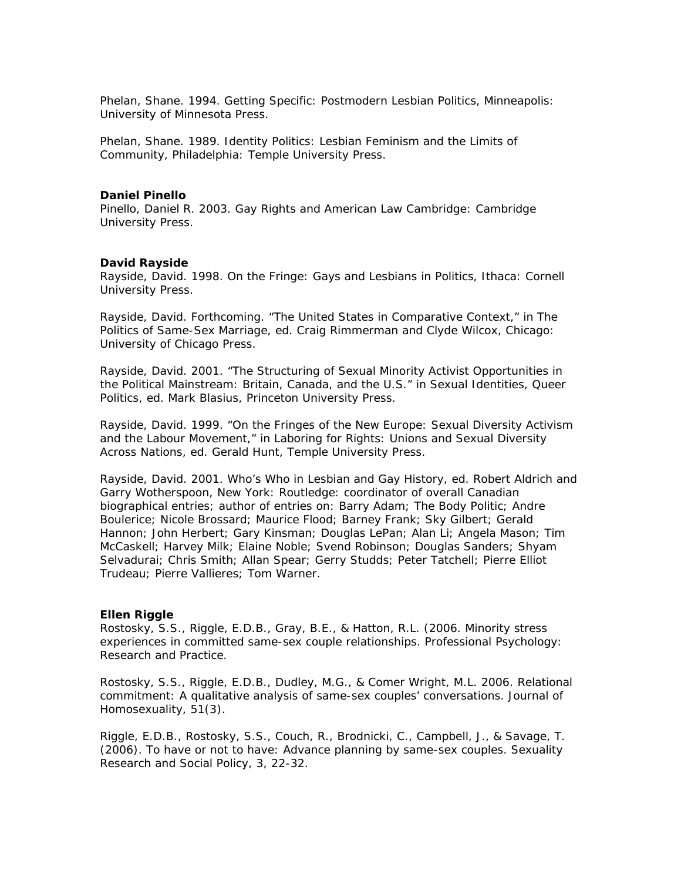Phelan, Shane. 1994. Getting Specific: Postmodern Lesbian Politics, Minneapolis: University of Minnesota Press.

Phelan, Shane. 1989. Identity Politics: Lesbian Feminism and the Limits of Community, Philadelphia: Temple University Press.

**Daniel Pinello**

Pinello, Daniel R. 2003. Gay Rights and American Law Cambridge: Cambridge University Press.

**David Rayside**

Rayside, David. 1998. On the Fringe: Gays and Lesbians in Politics, Ithaca: Cornell University Press.

Rayside, David. Forthcoming. "The United States in Comparative Context," in The Politics of Same-Sex Marriage, ed. Craig Rimmerman and Clyde Wilcox, Chicago: University of Chicago Press.

Rayside, David. 2001. "The Structuring of Sexual Minority Activist Opportunities in the Political Mainstream: Britain, Canada, and the U.S." in Sexual Identities, Queer Politics, ed. Mark Blasius, Princeton University Press.

Rayside, David. 1999. "On the Fringes of the New Europe: Sexual Diversity Activism and the Labour Movement," in Laboring for Rights: Unions and Sexual Diversity Across Nations, ed. Gerald Hunt, Temple University Press.

Rayside, David. 2001. Who's Who in Lesbian and Gay History, ed. Robert Aldrich and Garry Wotherspoon, New York: Routledge: coordinator of overall Canadian biographical entries; author of entries on: Barry Adam; The Body Politic; Andre Boulerice; Nicole Brossard; Maurice Flood; Barney Frank; Sky Gilbert; Gerald Hannon; John Herbert; Gary Kinsman; Douglas LePan; Alan Li; Angela Mason; Tim McCaskell; Harvey Milk; Elaine Noble; Svend Robinson; Douglas Sanders; Shyam Selvadurai; Chris Smith; Allan Spear; Gerry Studds; Peter Tatchell; Pierre Elliot Trudeau; Pierre Vallieres; Tom Warner.

**Ellen Riggle**

Rostosky, S.S., Riggle, E.D.B., Gray, B.E., & Hatton, R.L. (2006. Minority stress experiences in committed same-sex couple relationships. Professional Psychology: Research and Practice.

Rostosky, S.S., Riggle, E.D.B., Dudley, M.G., & Comer Wright, M.L. 2006. Relational commitment: A qualitative analysis of same-sex couples' conversations. Journal of Homosexuality, 51(3).

Riggle, E.D.B., Rostosky, S.S., Couch, R., Brodnicki, C., Campbell, J., & Savage, T. (2006). To have or not to have: Advance planning by same-sex couples. Sexuality Research and Social Policy, 3, 22-32.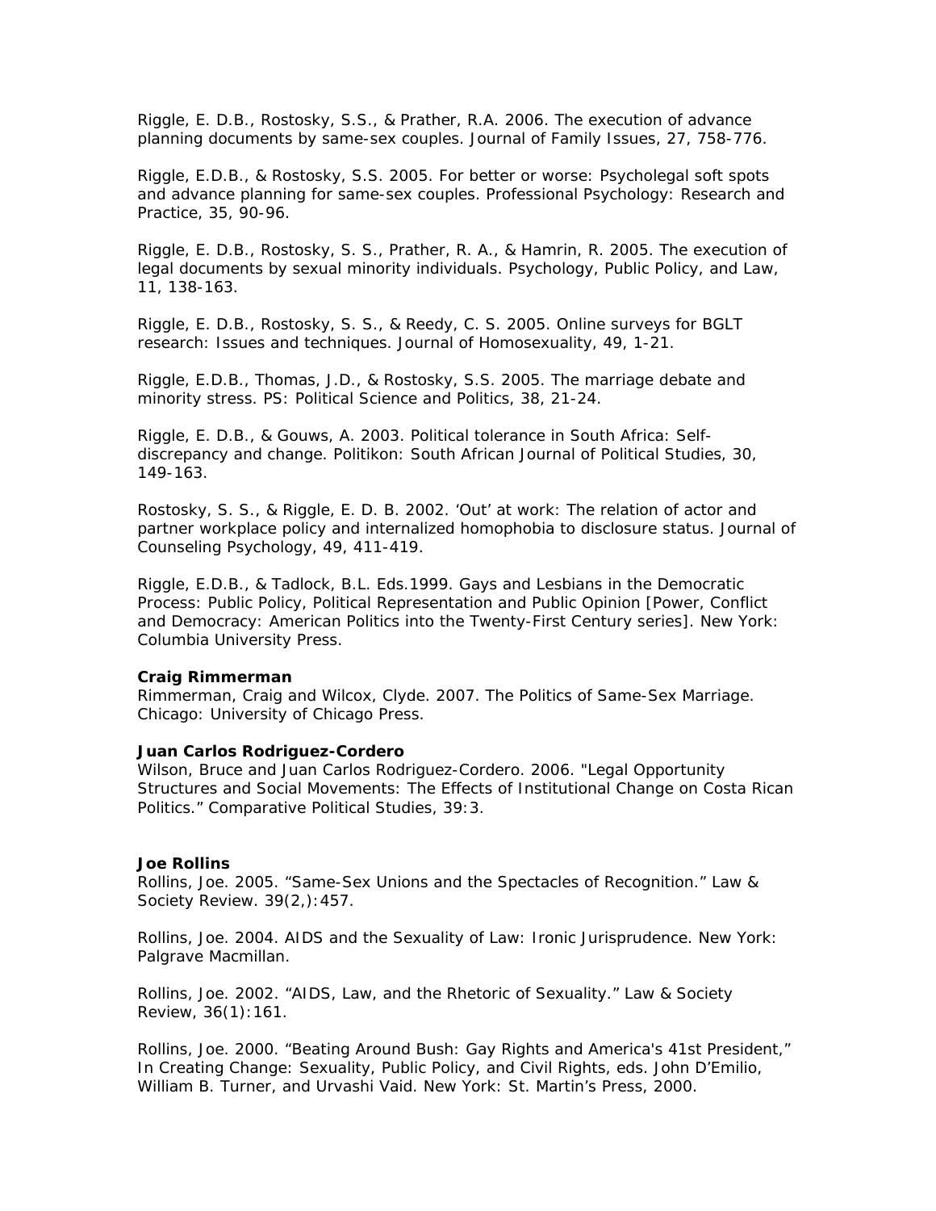Riggle, E. D.B., Rostosky, S.S., & Prather, R.A. 2006. The execution of advance planning documents by same-sex couples. Journal of Family Issues, 27, 758-776.

Riggle, E.D.B., & Rostosky, S.S. 2005. For better or worse: Psycholegal soft spots and advance planning for same-sex couples. Professional Psychology: Research and Practice, 35, 90-96.

Riggle, E. D.B., Rostosky, S. S., Prather, R. A., & Hamrin, R. 2005. The execution of legal documents by sexual minority individuals. Psychology, Public Policy, and Law, 11, 138-163.

Riggle, E. D.B., Rostosky, S. S., & Reedy, C. S. 2005. Online surveys for BGLT research: Issues and techniques. Journal of Homosexuality, 49, 1-21.

Riggle, E.D.B., Thomas, J.D., & Rostosky, S.S. 2005. The marriage debate and minority stress. PS: Political Science and Politics, 38, 21-24.

Riggle, E. D.B., & Gouws, A. 2003. Political tolerance in South Africa: Self-discrepancy and change. Politikon: South African Journal of Political Studies, 30, 149-163.

Rostosky, S. S., & Riggle, E. D. B. 2002. 'Out' at work: The relation of actor and partner workplace policy and internalized homophobia to disclosure status. Journal of Counseling Psychology, 49, 411-419.

Riggle, E.D.B., & Tadlock, B.L. Eds.1999. Gays and Lesbians in the Democratic Process: Public Policy, Political Representation and Public Opinion [Power, Conflict and Democracy: American Politics into the Twenty-First Century series]. New York: Columbia University Press.

**Craig Rimmerman**
Rimmerman, Craig and Wilcox, Clyde. 2007. The Politics of Same-Sex Marriage. Chicago: University of Chicago Press.

**Juan Carlos Rodriguez-Cordero**
Wilson, Bruce and Juan Carlos Rodriguez-Cordero. 2006. "Legal Opportunity Structures and Social Movements: The Effects of Institutional Change on Costa Rican Politics." Comparative Political Studies, 39:3.

**Joe Rollins**
Rollins, Joe. 2005. "Same-Sex Unions and the Spectacles of Recognition." Law & Society Review. 39(2,):457.

Rollins, Joe. 2004. AIDS and the Sexuality of Law: Ironic Jurisprudence. New York: Palgrave Macmillan.

Rollins, Joe. 2002. "AIDS, Law, and the Rhetoric of Sexuality." Law & Society Review, 36(1):161.

Rollins, Joe. 2000. "Beating Around Bush: Gay Rights and America's 41st President," In Creating Change: Sexuality, Public Policy, and Civil Rights, eds. John D'Emilio, William B. Turner, and Urvashi Vaid. New York: St. Martin's Press, 2000.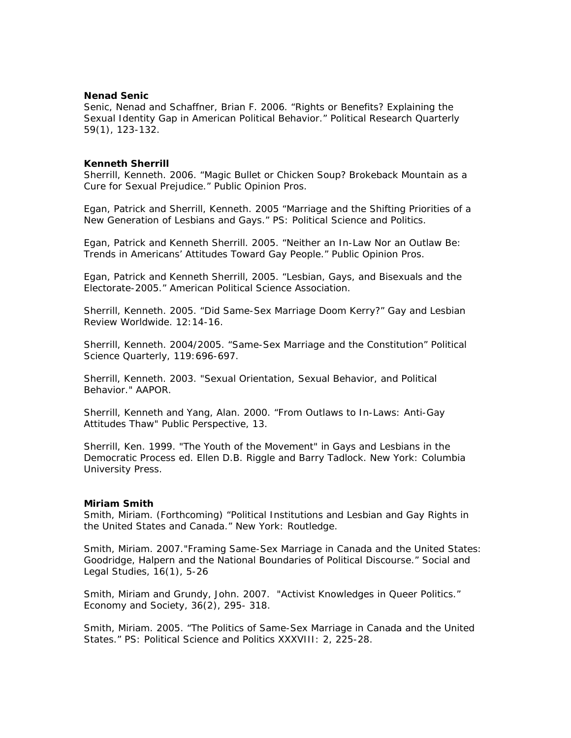**Nenad Senic**

Senic, Nenad and Schaffner, Brian F. 2006. “Rights or Benefits? Explaining the Sexual Identity Gap in American Political Behavior.” Political Research Quarterly 59(1), 123-132.

**Kenneth Sherrill**

Sherrill, Kenneth. 2006. “Magic Bullet or Chicken Soup? Brokeback Mountain as a Cure for Sexual Prejudice.” Public Opinion Pros.

Egan, Patrick and Sherrill, Kenneth. 2005 “Marriage and the Shifting Priorities of a New Generation of Lesbians and Gays.” PS: Political Science and Politics.

Egan, Patrick and Kenneth Sherrill. 2005. “Neither an In-Law Nor an Outlaw Be: Trends in Americans’ Attitudes Toward Gay People.” Public Opinion Pros.

Egan, Patrick and Kenneth Sherrill, 2005. “Lesbian, Gays, and Bisexuals and the Electorate-2005.” American Political Science Association.

Sherrill, Kenneth. 2005. “Did Same-Sex Marriage Doom Kerry?” Gay and Lesbian Review Worldwide. 12:14-16.

Sherrill, Kenneth. 2004/2005. “Same-Sex Marriage and the Constitution” Political Science Quarterly, 119:696-697.

Sherrill, Kenneth. 2003. "Sexual Orientation, Sexual Behavior, and Political Behavior." AAPOR.

Sherrill, Kenneth and Yang, Alan. 2000. “From Outlaws to In-Laws: Anti-Gay Attitudes Thaw" Public Perspective, 13.

Sherrill, Ken. 1999. "The Youth of the Movement" in Gays and Lesbians in the Democratic Process ed. Ellen D.B. Riggle and Barry Tadlock. New York: Columbia University Press.

**Miriam Smith**

Smith, Miriam. (Forthcoming) “Political Institutions and Lesbian and Gay Rights in the United States and Canada.” New York: Routledge.

Smith, Miriam. 2007."Framing Same-Sex Marriage in Canada and the United States: Goodridge, Halpern and the National Boundaries of Political Discourse.” Social and Legal Studies, 16(1), 5-26

Smith, Miriam and Grundy, John. 2007. "Activist Knowledges in Queer Politics.” Economy and Society, 36(2), 295- 318.

Smith, Miriam. 2005. “The Politics of Same-Sex Marriage in Canada and the United States.” PS: Political Science and Politics XXXVIII: 2, 225-28.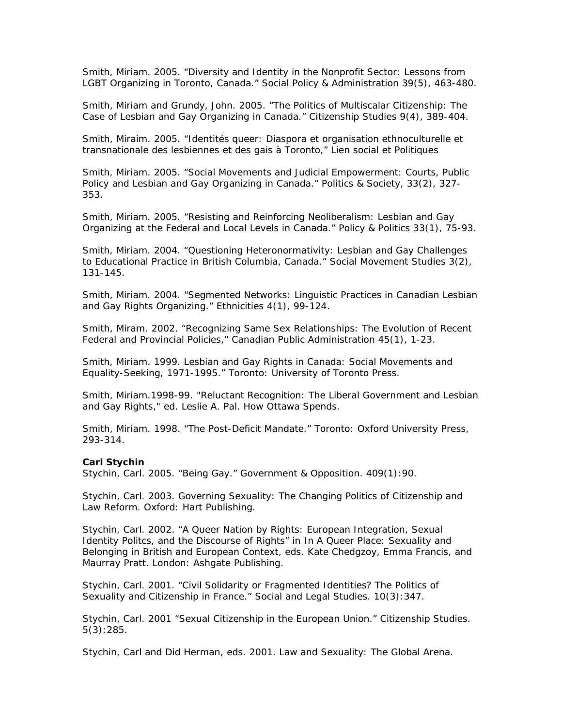Smith, Miriam. 2005. "Diversity and Identity in the Nonprofit Sector: Lessons from LGBT Organizing in Toronto, Canada." Social Policy & Administration 39(5), 463-480.

Smith, Miriam and Grundy, John. 2005. "The Politics of Multiscalar Citizenship: The Case of Lesbian and Gay Organizing in Canada." Citizenship Studies 9(4), 389-404.

Smith, Miraim. 2005. "Identités queer: Diaspora et organisation ethnoculturelle et transnationale des lesbiennes et des gais à Toronto," Lien social et Politiques

Smith, Miriam. 2005. "Social Movements and Judicial Empowerment: Courts, Public Policy and Lesbian and Gay Organizing in Canada." Politics & Society, 33(2), 327-353.

Smith, Miriam. 2005. "Resisting and Reinforcing Neoliberalism: Lesbian and Gay Organizing at the Federal and Local Levels in Canada." Policy & Politics 33(1), 75-93.

Smith, Miriam. 2004. "Questioning Heteronormativity: Lesbian and Gay Challenges to Educational Practice in British Columbia, Canada." Social Movement Studies 3(2), 131-145.

Smith, Miriam. 2004. "Segmented Networks: Linguistic Practices in Canadian Lesbian and Gay Rights Organizing." Ethnicities 4(1), 99-124.

Smith, Miram. 2002. "Recognizing Same Sex Relationships: The Evolution of Recent Federal and Provincial Policies," Canadian Public Administration 45(1), 1-23.

Smith, Miriam. 1999. Lesbian and Gay Rights in Canada: Social Movements and Equality-Seeking, 1971-1995." Toronto: University of Toronto Press.

Smith, Miriam.1998-99. "Reluctant Recognition: The Liberal Government and Lesbian and Gay Rights," ed. Leslie A. Pal. How Ottawa Spends.

Smith, Miriam. 1998. "The Post-Deficit Mandate." Toronto: Oxford University Press, 293-314.

**Carl Stychin**

Stychin, Carl. 2005. "Being Gay." Government & Opposition. 409(1):90.

Stychin, Carl. 2003. Governing Sexuality: The Changing Politics of Citizenship and Law Reform. Oxford: Hart Publishing.

Stychin, Carl. 2002. "A Queer Nation by Rights: European Integration, Sexual Identity Politcs, and the Discourse of Rights" in In A Queer Place: Sexuality and Belonging in British and European Context, eds. Kate Chedgzoy, Emma Francis, and Maurray Pratt. London: Ashgate Publishing.

Stychin, Carl. 2001. "Civil Solidarity or Fragmented Identities? The Politics of Sexuality and Citizenship in France." Social and Legal Studies. 10(3):347.

Stychin, Carl. 2001 "Sexual Citizenship in the European Union." Citizenship Studies. 5(3):285.

Stychin, Carl and Did Herman, eds. 2001. Law and Sexuality: The Global Arena.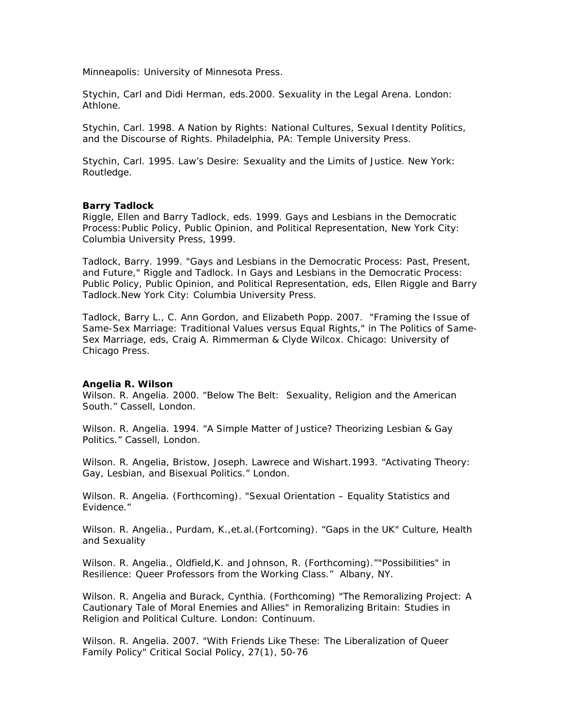Minneapolis: University of Minnesota Press.

Stychin, Carl and Didi Herman, eds.2000. Sexuality in the Legal Arena. London: Athlone.

Stychin, Carl. 1998. A Nation by Rights: National Cultures, Sexual Identity Politics, and the Discourse of Rights. Philadelphia, PA: Temple University Press.

Stychin, Carl. 1995. Law's Desire: Sexuality and the Limits of Justice. New York: Routledge.

**Barry Tadlock**

Riggle, Ellen and Barry Tadlock, eds. 1999. Gays and Lesbians in the Democratic Process:Public Policy, Public Opinion, and Political Representation, New York City: Columbia University Press, 1999.

Tadlock, Barry. 1999. "Gays and Lesbians in the Democratic Process: Past, Present, and Future," Riggle and Tadlock. In Gays and Lesbians in the Democratic Process: Public Policy, Public Opinion, and Political Representation, eds, Ellen Riggle and Barry Tadlock.New York City: Columbia University Press.

Tadlock, Barry L., C. Ann Gordon, and Elizabeth Popp. 2007. "Framing the Issue of Same-Sex Marriage: Traditional Values versus Equal Rights," in The Politics of Same-Sex Marriage, eds, Craig A. Rimmerman & Clyde Wilcox. Chicago: University of Chicago Press.

**Angelia R. Wilson**

Wilson. R. Angelia. 2000. "Below The Belt: Sexuality, Religion and the American South." Cassell, London.

Wilson. R. Angelia. 1994. "A Simple Matter of Justice? Theorizing Lesbian & Gay Politics." Cassell, London.

Wilson. R. Angelia, Bristow, Joseph. Lawrece and Wishart.1993. "Activating Theory: Gay, Lesbian, and Bisexual Politics." London.

Wilson. R. Angelia. (Forthcoming). "Sexual Orientation – Equality Statistics and Evidence."

Wilson. R. Angelia., Purdam, K.,et.al.(Fortcoming). "Gaps in the UK" Culture, Health and Sexuality

Wilson. R. Angelia., Oldfield,K. and Johnson, R. (Forthcoming).""Possibilities" in Resilience: Queer Professors from the Working Class." Albany, NY.

Wilson. R. Angelia and Burack, Cynthia. (Forthcoming) "The Remoralizing Project: A Cautionary Tale of Moral Enemies and Allies" in Remoralizing Britain: Studies in Religion and Political Culture. London: Continuum.

Wilson. R. Angelia. 2007. "With Friends Like These: The Liberalization of Queer Family Policy" Critical Social Policy, 27(1), 50-76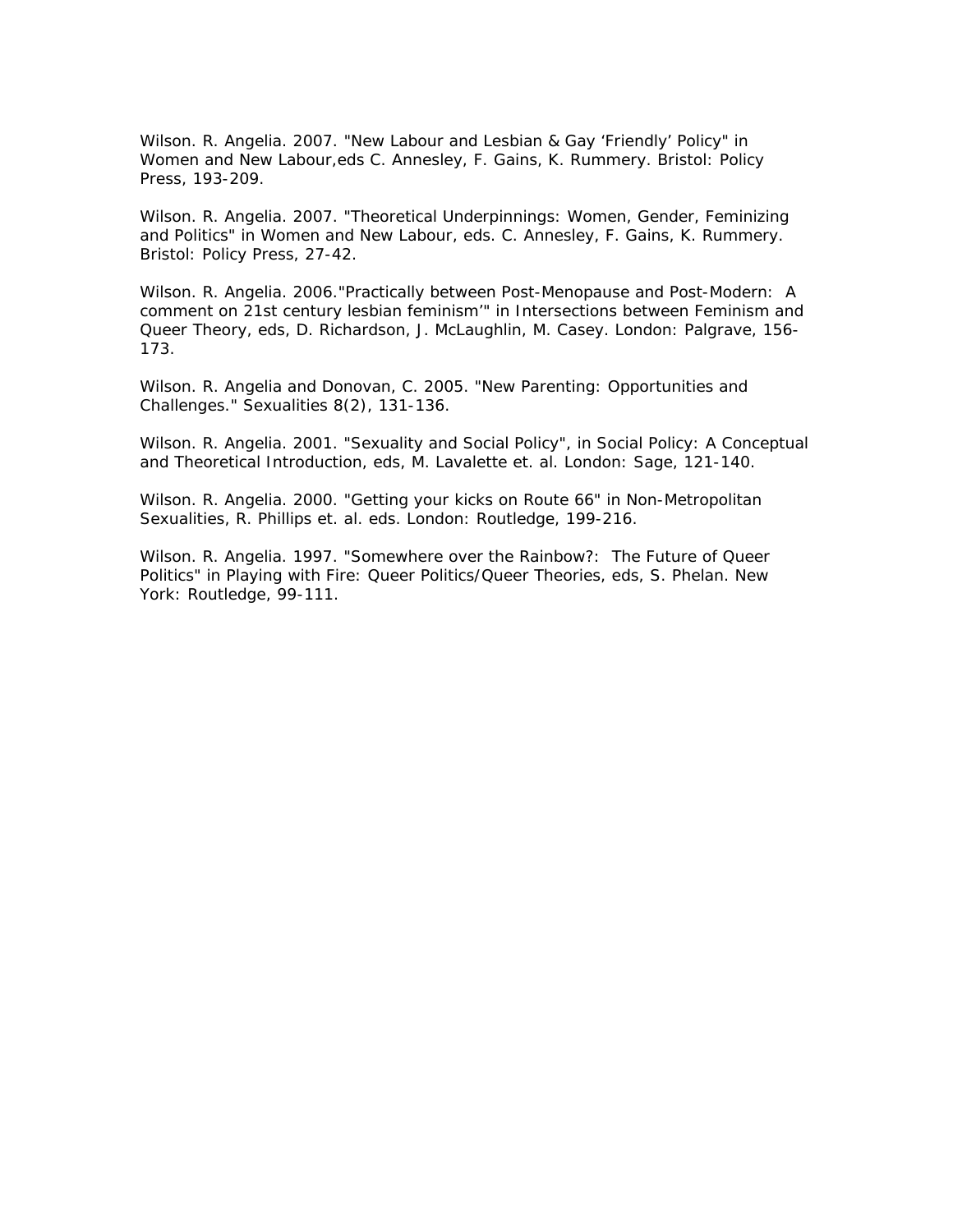Wilson. R. Angelia. 2007. "New Labour and Lesbian & Gay 'Friendly' Policy" in Women and New Labour,eds C. Annesley, F. Gains, K. Rummery. Bristol: Policy Press, 193-209.

Wilson. R. Angelia. 2007. "Theoretical Underpinnings: Women, Gender, Feminizing and Politics" in Women and New Labour, eds. C. Annesley, F. Gains, K. Rummery. Bristol: Policy Press, 27-42.

Wilson. R. Angelia. 2006."Practically between Post-Menopause and Post-Modern: A comment on 21st century lesbian feminism'" in Intersections between Feminism and Queer Theory, eds, D. Richardson, J. McLaughlin, M. Casey. London: Palgrave, 156-173.

Wilson. R. Angelia and Donovan, C. 2005. "New Parenting: Opportunities and Challenges." Sexualities 8(2), 131-136.

Wilson. R. Angelia. 2001. "Sexuality and Social Policy", in Social Policy: A Conceptual and Theoretical Introduction, eds, M. Lavalette et. al. London: Sage, 121-140.

Wilson. R. Angelia. 2000. "Getting your kicks on Route 66" in Non-Metropolitan Sexualities, R. Phillips et. al. eds. London: Routledge, 199-216.

Wilson. R. Angelia. 1997. "Somewhere over the Rainbow?: The Future of Queer Politics" in Playing with Fire: Queer Politics/Queer Theories, eds, S. Phelan. New York: Routledge, 99-111.